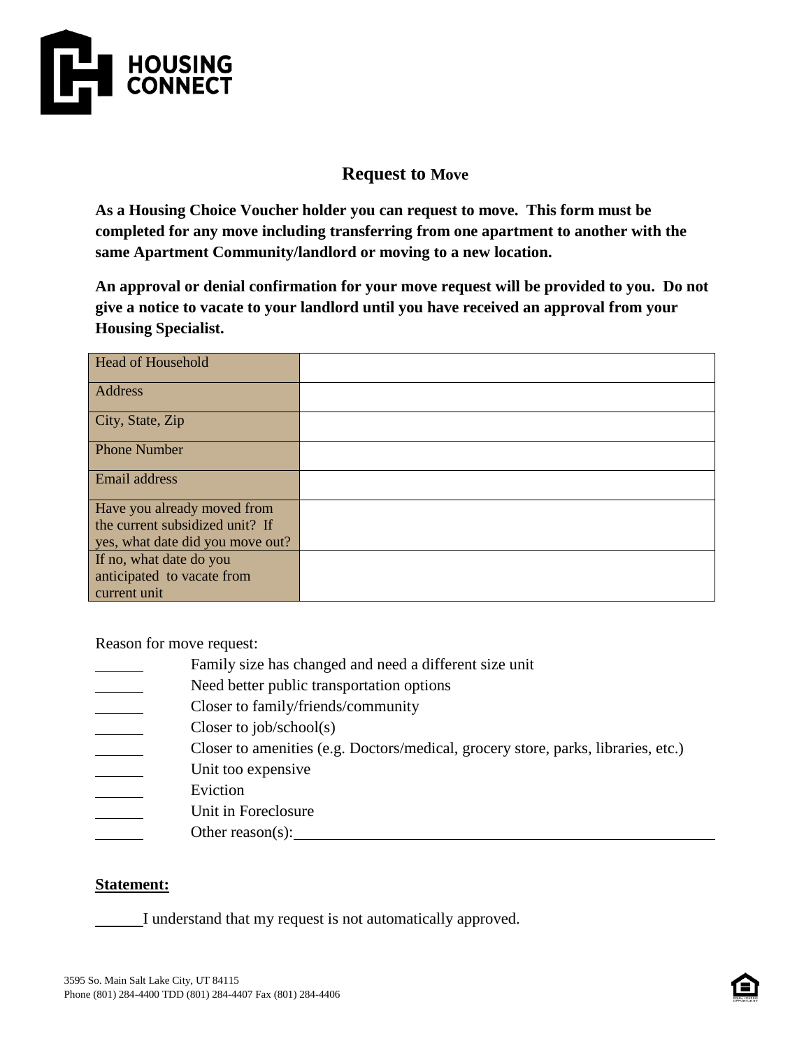HOUSING CONNECT

# Request to Move

**As a Housing Choice Voucher holder you can request to move. This form must be completed for any move including transferring from one apartment to another with the same Apartment Community/landlord or moving to a new location.**

**An approval or denial confirmation for your move request will be provided to you. Do not give a notice to vacate to your landlord until you have received an approval from your Housing Specialist.**

| | |
|---|---|
| Head of Household | |
| Address | |
| City, State, Zip | |
| Phone Number | |
| Email address | |
| Have you already moved from the current subsidized unit? If yes, what date did you move out? | |
| If no, what date do you anticipated to vacate from current unit | |

Reason for move request:

- ______ Family size has changed and need a different size unit
- ______ Need better public transportation options
- ______ Closer to family/friends/community
- ______ Closer to job/school(s)
- ______ Closer to amenities (e.g. Doctors/medical, grocery store, parks, libraries, etc.)
- ______ Unit too expensive
- ______ Eviction
- ______ Unit in Foreclosure
- ______ Other reason(s): ____________________________________________

**Statement:**

______ I understand that my request is not automatically approved.

3595 So. Main Salt Lake City, UT 84115
Phone (801) 284-4400 TDD (801) 284-4407 Fax (801) 284-4406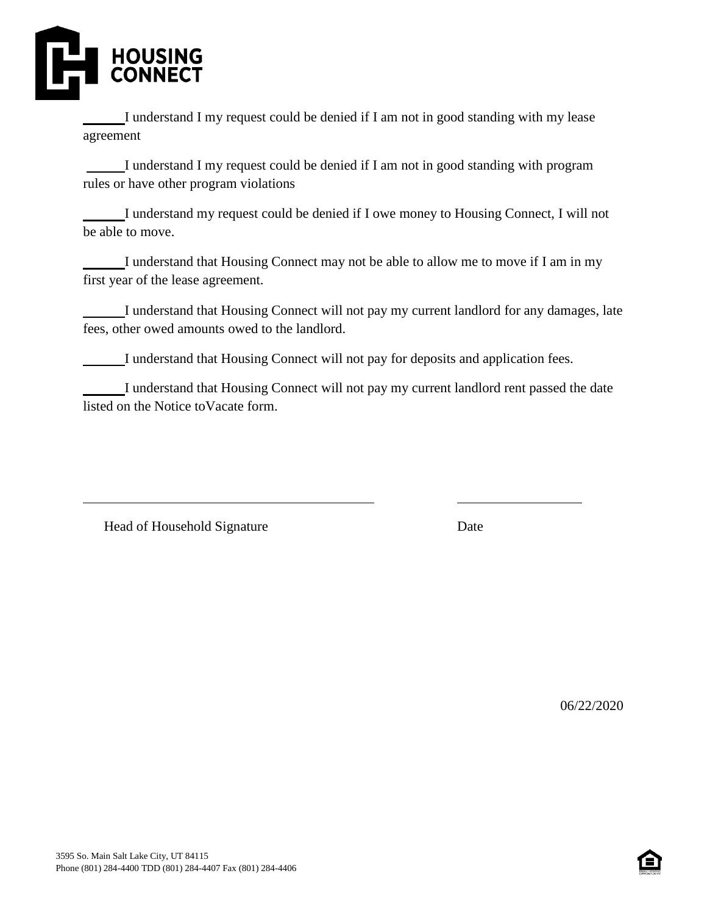**HOUSING CONNECT**

______I understand I my request could be denied if I am not in good standing with my lease agreement

______I understand I my request could be denied if I am not in good standing with program rules or have other program violations

______I understand my request could be denied if I owe money to Housing Connect, I will not be able to move.

______I understand that Housing Connect may not be able to allow me to move if I am in my first year of the lease agreement.

______I understand that Housing Connect will not pay my current landlord for any damages, late fees, other owed amounts owed to the landlord.

______I understand that Housing Connect will not pay for deposits and application fees.

______I understand that Housing Connect will not pay my current landlord rent passed the date listed on the Notice toVacate form.

________________________________________ ____________________

Head of Household Signature Date

06/22/2020

3595 So. Main Salt Lake City, UT 84115
Phone (801) 284-4400 TDD (801) 284-4407 Fax (801) 284-4406